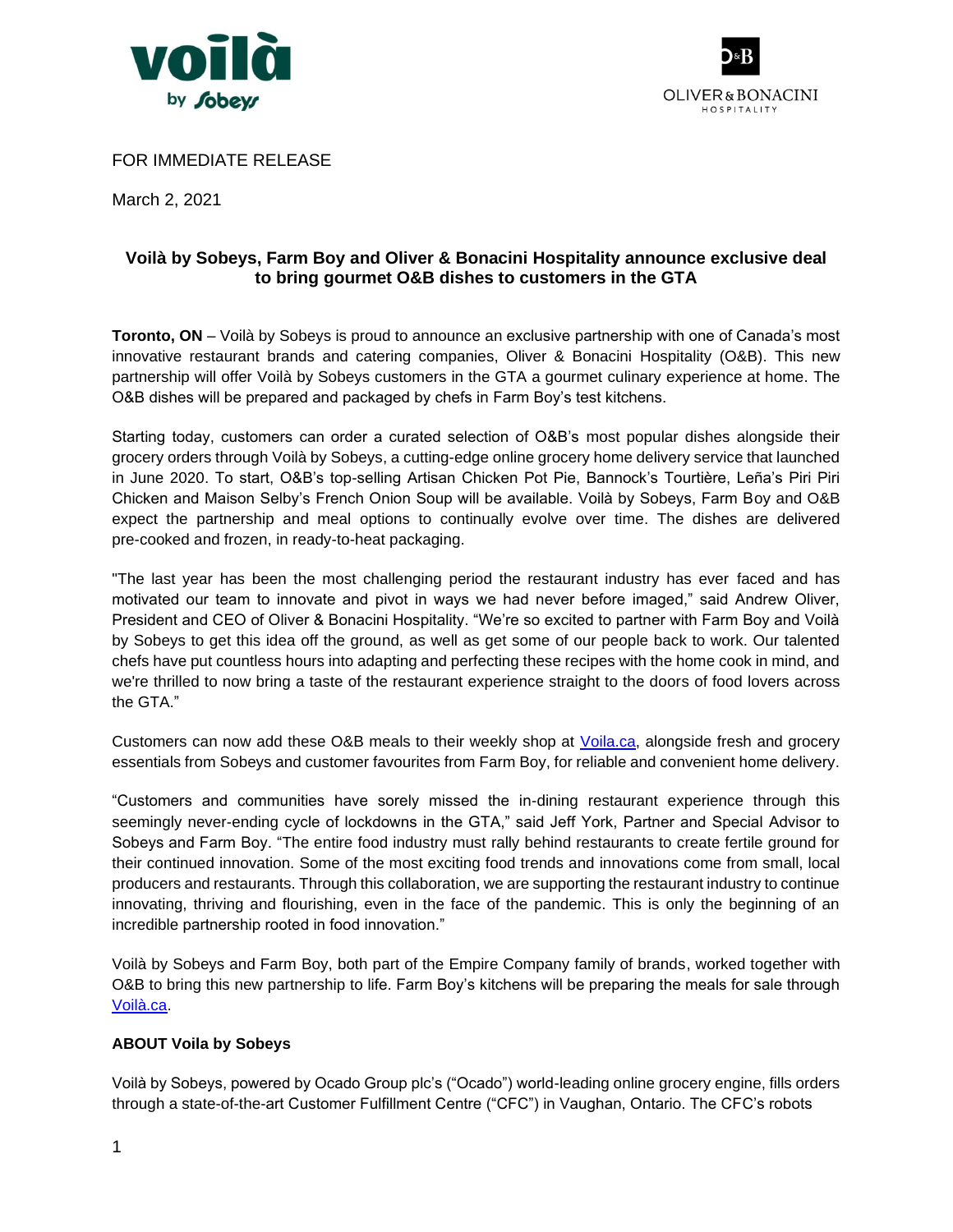FOR IMMEDIATE RELEASE

March 2, 2021

## Voilà by Sobeys, Farm Boy and Oliver & Bonacini Hospitality announce exclusive deal to bring gourmet O&B dishes to customers in the GTA

**Toronto, ON** – Voilà by Sobeys is proud to announce an exclusive partnership with one of Canada's most innovative restaurant brands and catering companies, Oliver & Bonacini Hospitality (O&B). This new partnership will offer Voilà by Sobeys customers in the GTA a gourmet culinary experience at home. The O&B dishes will be prepared and packaged by chefs in Farm Boy's test kitchens.

Starting today, customers can order a curated selection of O&B's most popular dishes alongside their grocery orders through Voilà by Sobeys, a cutting-edge online grocery home delivery service that launched in June 2020. To start, O&B's top-selling Artisan Chicken Pot Pie, Bannock's Tourtière, Leña's Piri Piri Chicken and Maison Selby's French Onion Soup will be available. Voilà by Sobeys, Farm Boy and O&B expect the partnership and meal options to continually evolve over time. The dishes are delivered pre-cooked and frozen, in ready-to-heat packaging.

"The last year has been the most challenging period the restaurant industry has ever faced and has motivated our team to innovate and pivot in ways we had never before imaged," said Andrew Oliver, President and CEO of Oliver & Bonacini Hospitality. "We're so excited to partner with Farm Boy and Voilà by Sobeys to get this idea off the ground, as well as get some of our people back to work. Our talented chefs have put countless hours into adapting and perfecting these recipes with the home cook in mind, and we're thrilled to now bring a taste of the restaurant experience straight to the doors of food lovers across the GTA."

Customers can now add these O&B meals to their weekly shop at [Voila.ca](Voila.ca), alongside fresh and grocery essentials from Sobeys and customer favourites from Farm Boy, for reliable and convenient home delivery.

"Customers and communities have sorely missed the in-dining restaurant experience through this seemingly never-ending cycle of lockdowns in the GTA," said Jeff York, Partner and Special Advisor to Sobeys and Farm Boy. "The entire food industry must rally behind restaurants to create fertile ground for their continued innovation. Some of the most exciting food trends and innovations come from small, local producers and restaurants. Through this collaboration, we are supporting the restaurant industry to continue innovating, thriving and flourishing, even in the face of the pandemic. This is only the beginning of an incredible partnership rooted in food innovation."

Voilà by Sobeys and Farm Boy, both part of the Empire Company family of brands, worked together with O&B to bring this new partnership to life. Farm Boy's kitchens will be preparing the meals for sale through [Voilà.ca](Voilà.ca).

### ABOUT Voila by Sobeys

Voilà by Sobeys, powered by Ocado Group plc's ("Ocado") world-leading online grocery engine, fills orders through a state-of-the-art Customer Fulfillment Centre ("CFC") in Vaughan, Ontario. The CFC's robots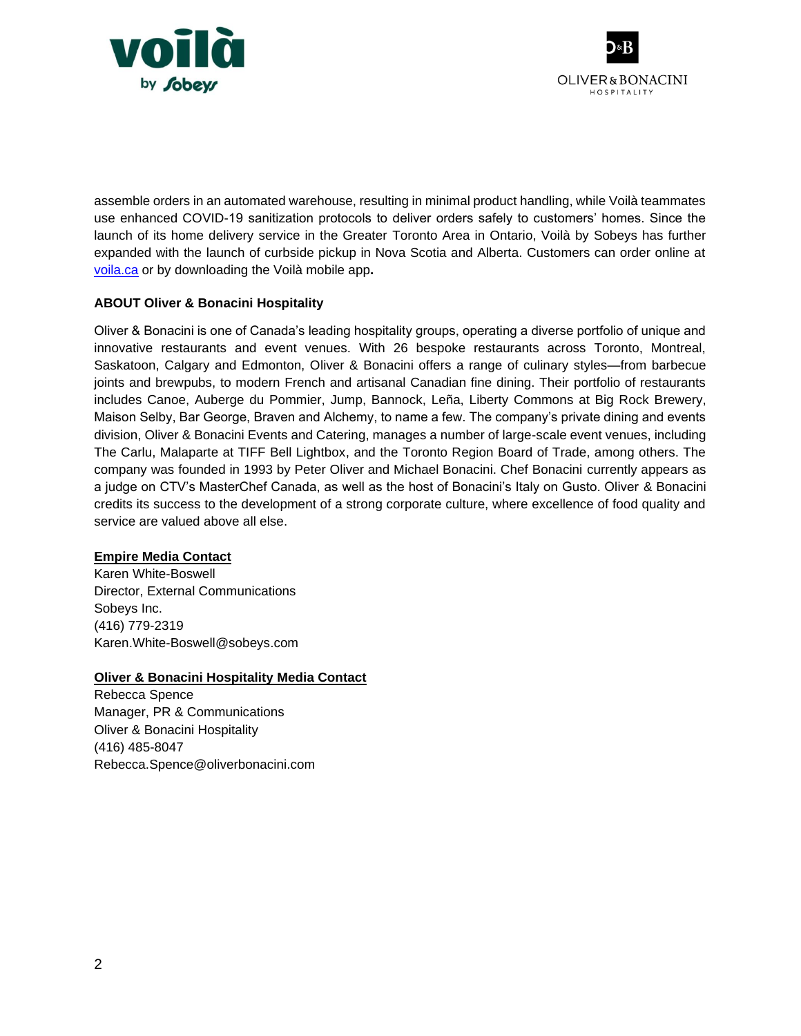assemble orders in an automated warehouse, resulting in minimal product handling, while Voilà teammates use enhanced COVID-19 sanitization protocols to deliver orders safely to customers' homes. Since the launch of its home delivery service in the Greater Toronto Area in Ontario, Voilà by Sobeys has further expanded with the launch of curbside pickup in Nova Scotia and Alberta. Customers can order online at [voila.ca](voila.ca) or by downloading the Voilà mobile app**.**

**ABOUT Oliver & Bonacini Hospitality**

Oliver & Bonacini is one of Canada's leading hospitality groups, operating a diverse portfolio of unique and innovative restaurants and event venues. With 26 bespoke restaurants across Toronto, Montreal, Saskatoon, Calgary and Edmonton, Oliver & Bonacini offers a range of culinary styles—from barbecue joints and brewpubs, to modern French and artisanal Canadian fine dining. Their portfolio of restaurants includes Canoe, Auberge du Pommier, Jump, Bannock, Leña, Liberty Commons at Big Rock Brewery, Maison Selby, Bar George, Braven and Alchemy, to name a few. The company's private dining and events division, Oliver & Bonacini Events and Catering, manages a number of large-scale event venues, including The Carlu, Malaparte at TIFF Bell Lightbox, and the Toronto Region Board of Trade, among others. The company was founded in 1993 by Peter Oliver and Michael Bonacini. Chef Bonacini currently appears as a judge on CTV's MasterChef Canada, as well as the host of Bonacini's Italy on Gusto. Oliver & Bonacini credits its success to the development of a strong corporate culture, where excellence of food quality and service are valued above all else.

**Empire Media Contact**
Karen White-Boswell
Director, External Communications
Sobeys Inc.
(416) 779-2319
Karen.White-Boswell@sobeys.com

**Oliver & Bonacini Hospitality Media Contact**
Rebecca Spence
Manager, PR & Communications
Oliver & Bonacini Hospitality
(416) 485-8047
Rebecca.Spence@oliverbonacini.com